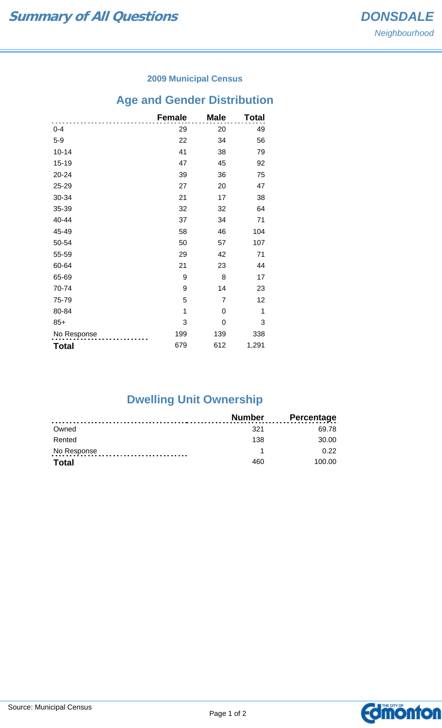# Summary of All Questions

## DONSDALE

*Neighbourhood*

### 2009 Municipal Census

## Age and Gender Distribution

| | Female | Male | Total |
|---|---|---|---|
| 0-4 | 29 | 20 | 49 |
| 5-9 | 22 | 34 | 56 |
| 10-14 | 41 | 38 | 79 |
| 15-19 | 47 | 45 | 92 |
| 20-24 | 39 | 36 | 75 |
| 25-29 | 27 | 20 | 47 |
| 30-34 | 21 | 17 | 38 |
| 35-39 | 32 | 32 | 64 |
| 40-44 | 37 | 34 | 71 |
| 45-49 | 58 | 46 | 104 |
| 50-54 | 50 | 57 | 107 |
| 55-59 | 29 | 42 | 71 |
| 60-64 | 21 | 23 | 44 |
| 65-69 | 9 | 8 | 17 |
| 70-74 | 9 | 14 | 23 |
| 75-79 | 5 | 7 | 12 |
| 80-84 | 1 | 0 | 1 |
| 85+ | 3 | 0 | 3 |
| No Response | 199 | 139 | 338 |
| **Total** | 679 | 612 | 1,291 |

## Dwelling Unit Ownership

| | Number | Percentage |
|---|---|---|
| Owned | 321 | 69.78 |
| Rented | 138 | 30.00 |
| No Response | 1 | 0.22 |
| **Total** | 460 | 100.00 |

Source: Municipal Census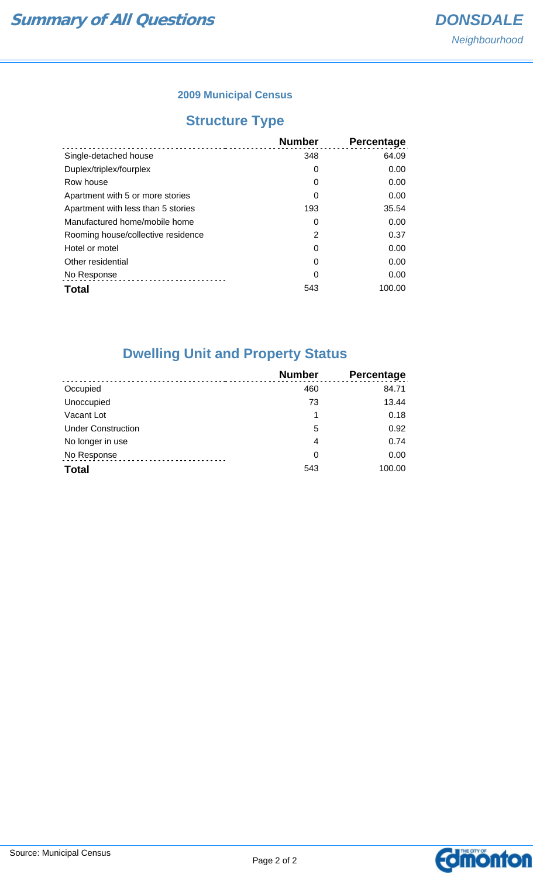**2009 Municipal Census**

## Structure Type

| | Number | Percentage |
|---|---|---|
| Single-detached house | 348 | 64.09 |
| Duplex/triplex/fourplex | 0 | 0.00 |
| Row house | 0 | 0.00 |
| Apartment with 5 or more stories | 0 | 0.00 |
| Apartment with less than 5 stories | 193 | 35.54 |
| Manufactured home/mobile home | 0 | 0.00 |
| Rooming house/collective residence | 2 | 0.37 |
| Hotel or motel | 0 | 0.00 |
| Other residential | 0 | 0.00 |
| No Response | 0 | 0.00 |
| **Total** | 543 | 100.00 |

## Dwelling Unit and Property Status

| | Number | Percentage |
|---|---|---|
| Occupied | 460 | 84.71 |
| Unoccupied | 73 | 13.44 |
| Vacant Lot | 1 | 0.18 |
| Under Construction | 5 | 0.92 |
| No longer in use | 4 | 0.74 |
| No Response | 0 | 0.00 |
| **Total** | 543 | 100.00 |